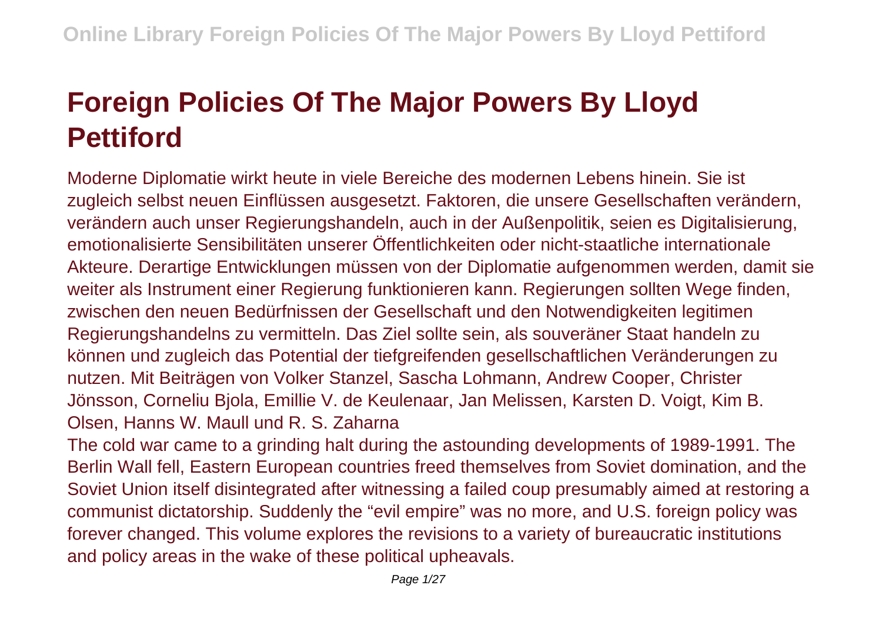# Foreign Policies Of The Major Powers By Lloyd Pettiford

Moderne Diplomatie wirkt heute in viele Bereiche des modernen Lebens hinein. Sie ist zugleich selbst neuen Einflüssen ausgesetzt. Faktoren, die unsere Gesellschaften verändern, verändern auch unser Regierungshandeln, auch in der Außenpolitik, seien es Digitalisierung, emotionalisierte Sensibilitäten unserer Öffentlichkeiten oder nicht-staatliche internationale Akteure. Derartige Entwicklungen müssen von der Diplomatie aufgenommen werden, damit sie weiter als Instrument einer Regierung funktionieren kann. Regierungen sollten Wege finden, zwischen den neuen Bedürfnissen der Gesellschaft und den Notwendigkeiten legitimen Regierungshandelns zu vermitteln. Das Ziel sollte sein, als souveräner Staat handeln zu können und zugleich das Potential der tiefgreifenden gesellschaftlichen Veränderungen zu nutzen. Mit Beiträgen von Volker Stanzel, Sascha Lohmann, Andrew Cooper, Christer Jönsson, Corneliu Bjola, Emillie V. de Keulenaar, Jan Melissen, Karsten D. Voigt, Kim B. Olsen, Hanns W. Maull und R. S. Zaharna

The cold war came to a grinding halt during the astounding developments of 1989-1991. The Berlin Wall fell, Eastern European countries freed themselves from Soviet domination, and the Soviet Union itself disintegrated after witnessing a failed coup presumably aimed at restoring a communist dictatorship. Suddenly the "evil empire" was no more, and U.S. foreign policy was forever changed. This volume explores the revisions to a variety of bureaucratic institutions and policy areas in the wake of these political upheavals.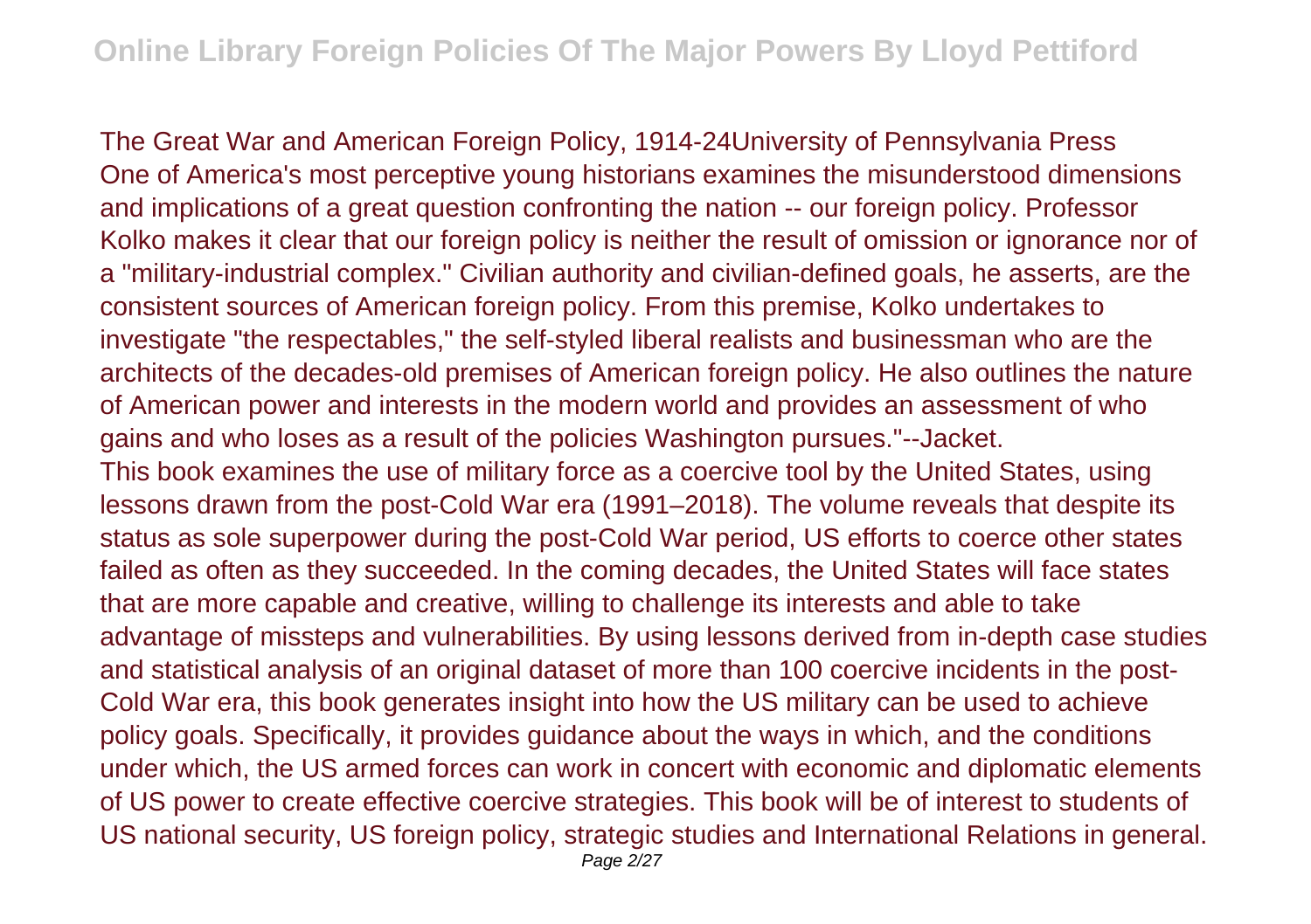The Great War and American Foreign Policy, 1914-24University of Pennsylvania Press One of America's most perceptive young historians examines the misunderstood dimensions and implications of a great question confronting the nation -- our foreign policy. Professor Kolko makes it clear that our foreign policy is neither the result of omission or ignorance nor of a "military-industrial complex." Civilian authority and civilian-defined goals, he asserts, are the consistent sources of American foreign policy. From this premise, Kolko undertakes to investigate "the respectables," the self-styled liberal realists and businessman who are the architects of the decades-old premises of American foreign policy. He also outlines the nature of American power and interests in the modern world and provides an assessment of who gains and who loses as a result of the policies Washington pursues."--Jacket.

This book examines the use of military force as a coercive tool by the United States, using lessons drawn from the post-Cold War era (1991–2018). The volume reveals that despite its status as sole superpower during the post-Cold War period, US efforts to coerce other states failed as often as they succeeded. In the coming decades, the United States will face states that are more capable and creative, willing to challenge its interests and able to take advantage of missteps and vulnerabilities. By using lessons derived from in-depth case studies and statistical analysis of an original dataset of more than 100 coercive incidents in the post-Cold War era, this book generates insight into how the US military can be used to achieve policy goals. Specifically, it provides guidance about the ways in which, and the conditions under which, the US armed forces can work in concert with economic and diplomatic elements of US power to create effective coercive strategies. This book will be of interest to students of US national security, US foreign policy, strategic studies and International Relations in general.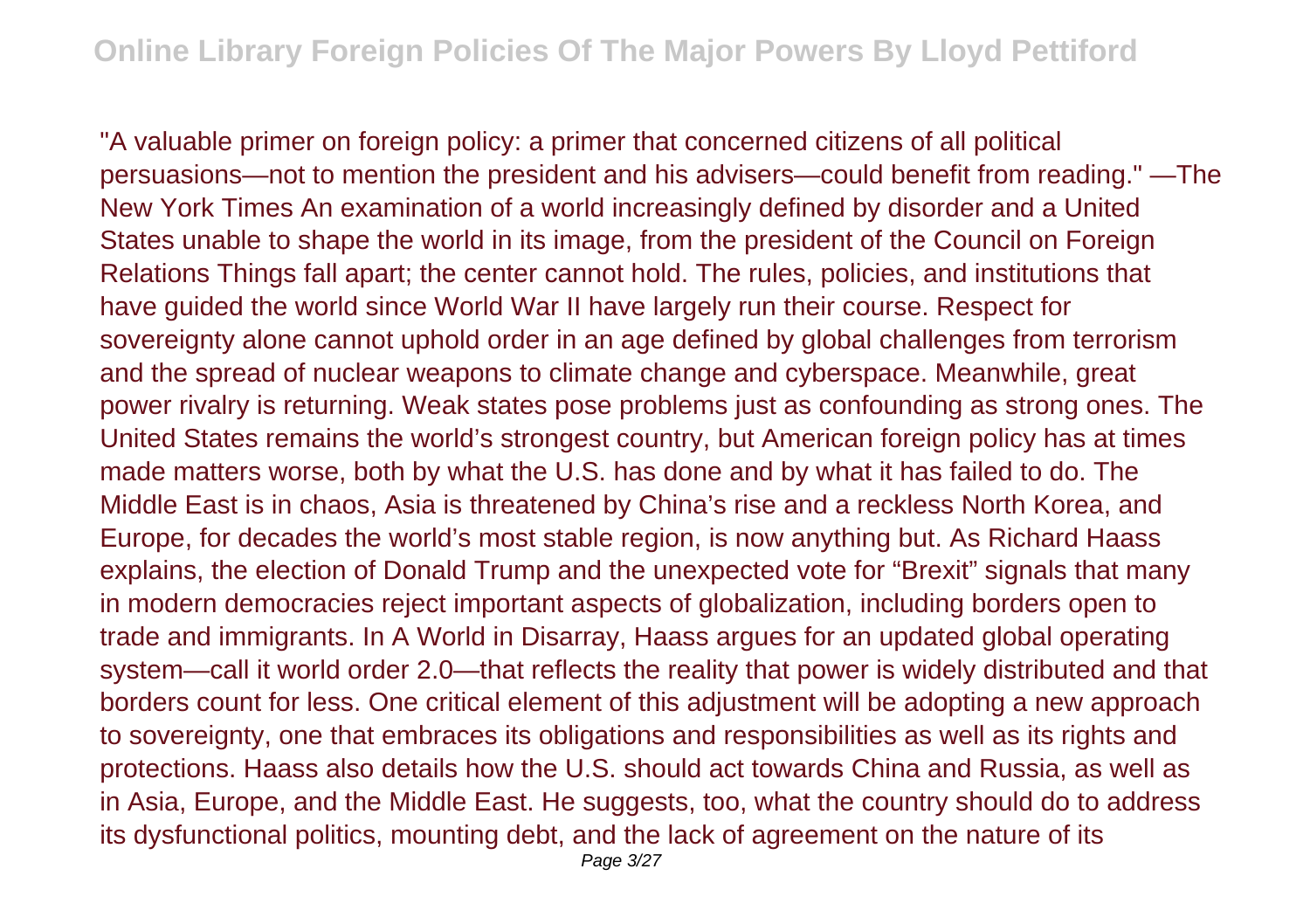"A valuable primer on foreign policy: a primer that concerned citizens of all political persuasions—not to mention the president and his advisers—could benefit from reading." —The New York Times An examination of a world increasingly defined by disorder and a United States unable to shape the world in its image, from the president of the Council on Foreign Relations Things fall apart; the center cannot hold. The rules, policies, and institutions that have guided the world since World War II have largely run their course. Respect for sovereignty alone cannot uphold order in an age defined by global challenges from terrorism and the spread of nuclear weapons to climate change and cyberspace. Meanwhile, great power rivalry is returning. Weak states pose problems just as confounding as strong ones. The United States remains the world's strongest country, but American foreign policy has at times made matters worse, both by what the U.S. has done and by what it has failed to do. The Middle East is in chaos, Asia is threatened by China's rise and a reckless North Korea, and Europe, for decades the world's most stable region, is now anything but. As Richard Haass explains, the election of Donald Trump and the unexpected vote for "Brexit" signals that many in modern democracies reject important aspects of globalization, including borders open to trade and immigrants. In A World in Disarray, Haass argues for an updated global operating system—call it world order 2.0—that reflects the reality that power is widely distributed and that borders count for less. One critical element of this adjustment will be adopting a new approach to sovereignty, one that embraces its obligations and responsibilities as well as its rights and protections. Haass also details how the U.S. should act towards China and Russia, as well as in Asia, Europe, and the Middle East. He suggests, too, what the country should do to address its dysfunctional politics, mounting debt, and the lack of agreement on the nature of its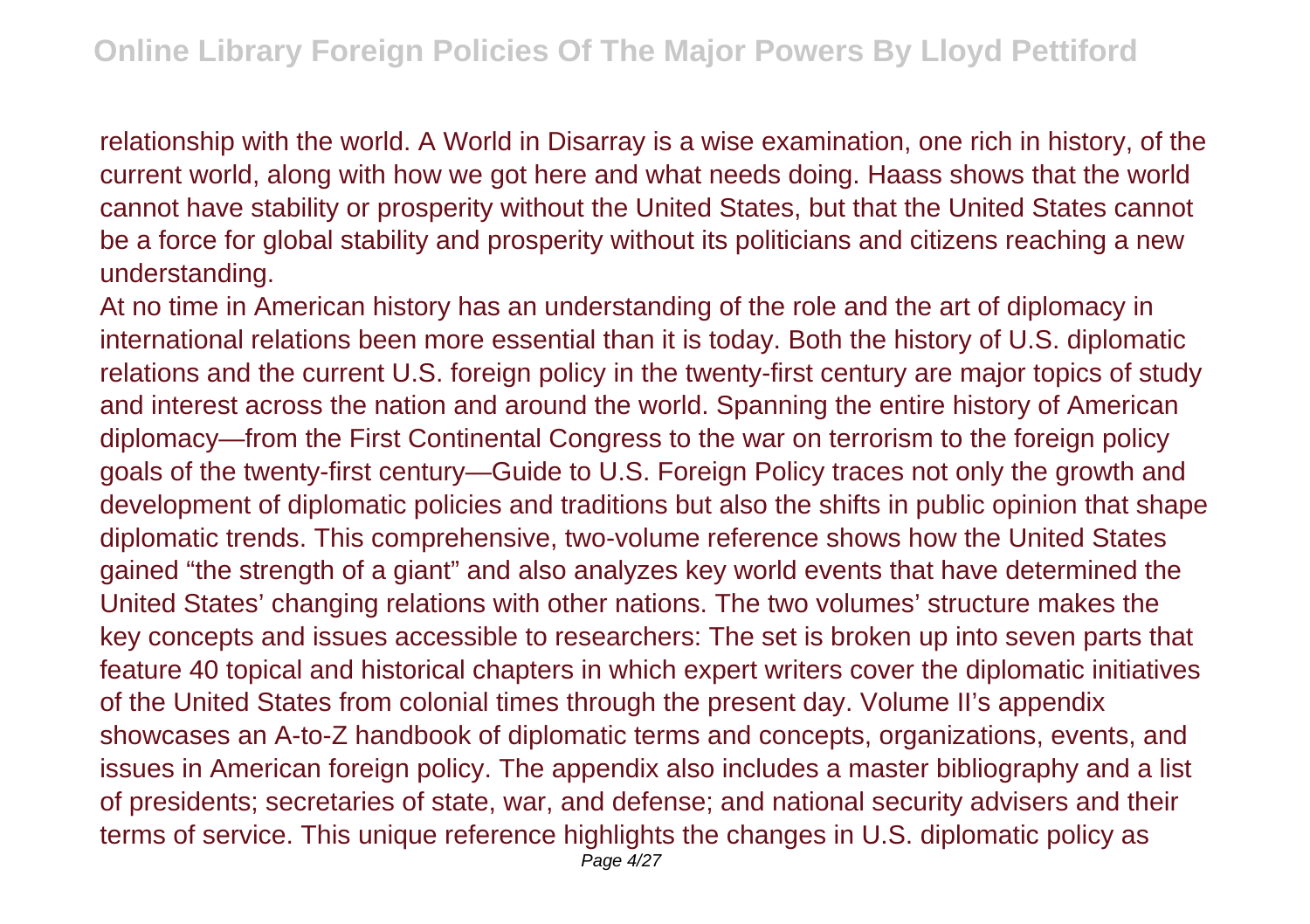relationship with the world. A World in Disarray is a wise examination, one rich in history, of the current world, along with how we got here and what needs doing. Haass shows that the world cannot have stability or prosperity without the United States, but that the United States cannot be a force for global stability and prosperity without its politicians and citizens reaching a new understanding.

At no time in American history has an understanding of the role and the art of diplomacy in international relations been more essential than it is today. Both the history of U.S. diplomatic relations and the current U.S. foreign policy in the twenty-first century are major topics of study and interest across the nation and around the world. Spanning the entire history of American diplomacy—from the First Continental Congress to the war on terrorism to the foreign policy goals of the twenty-first century—Guide to U.S. Foreign Policy traces not only the growth and development of diplomatic policies and traditions but also the shifts in public opinion that shape diplomatic trends. This comprehensive, two-volume reference shows how the United States gained "the strength of a giant" and also analyzes key world events that have determined the United States' changing relations with other nations. The two volumes' structure makes the key concepts and issues accessible to researchers: The set is broken up into seven parts that feature 40 topical and historical chapters in which expert writers cover the diplomatic initiatives of the United States from colonial times through the present day. Volume II's appendix showcases an A-to-Z handbook of diplomatic terms and concepts, organizations, events, and issues in American foreign policy. The appendix also includes a master bibliography and a list of presidents; secretaries of state, war, and defense; and national security advisers and their terms of service. This unique reference highlights the changes in U.S. diplomatic policy as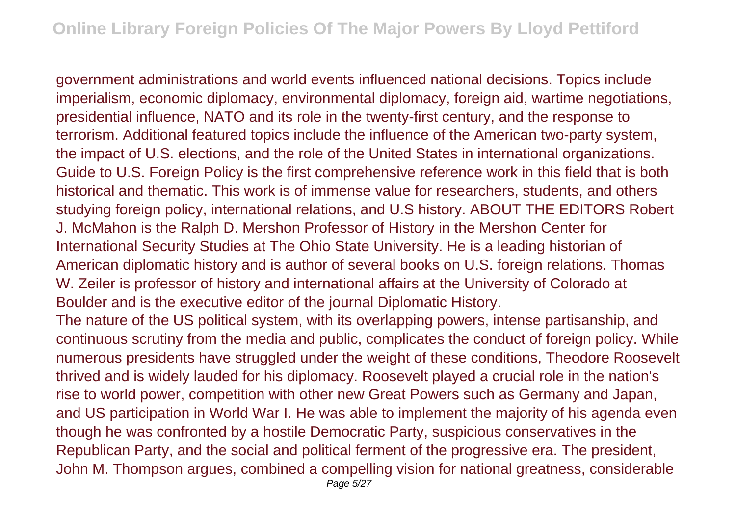government administrations and world events influenced national decisions. Topics include imperialism, economic diplomacy, environmental diplomacy, foreign aid, wartime negotiations, presidential influence, NATO and its role in the twenty-first century, and the response to terrorism. Additional featured topics include the influence of the American two-party system, the impact of U.S. elections, and the role of the United States in international organizations. Guide to U.S. Foreign Policy is the first comprehensive reference work in this field that is both historical and thematic. This work is of immense value for researchers, students, and others studying foreign policy, international relations, and U.S history. ABOUT THE EDITORS Robert J. McMahon is the Ralph D. Mershon Professor of History in the Mershon Center for International Security Studies at The Ohio State University. He is a leading historian of American diplomatic history and is author of several books on U.S. foreign relations. Thomas W. Zeiler is professor of history and international affairs at the University of Colorado at Boulder and is the executive editor of the journal Diplomatic History.

The nature of the US political system, with its overlapping powers, intense partisanship, and continuous scrutiny from the media and public, complicates the conduct of foreign policy. While numerous presidents have struggled under the weight of these conditions, Theodore Roosevelt thrived and is widely lauded for his diplomacy. Roosevelt played a crucial role in the nation's rise to world power, competition with other new Great Powers such as Germany and Japan, and US participation in World War I. He was able to implement the majority of his agenda even though he was confronted by a hostile Democratic Party, suspicious conservatives in the Republican Party, and the social and political ferment of the progressive era. The president, John M. Thompson argues, combined a compelling vision for national greatness, considerable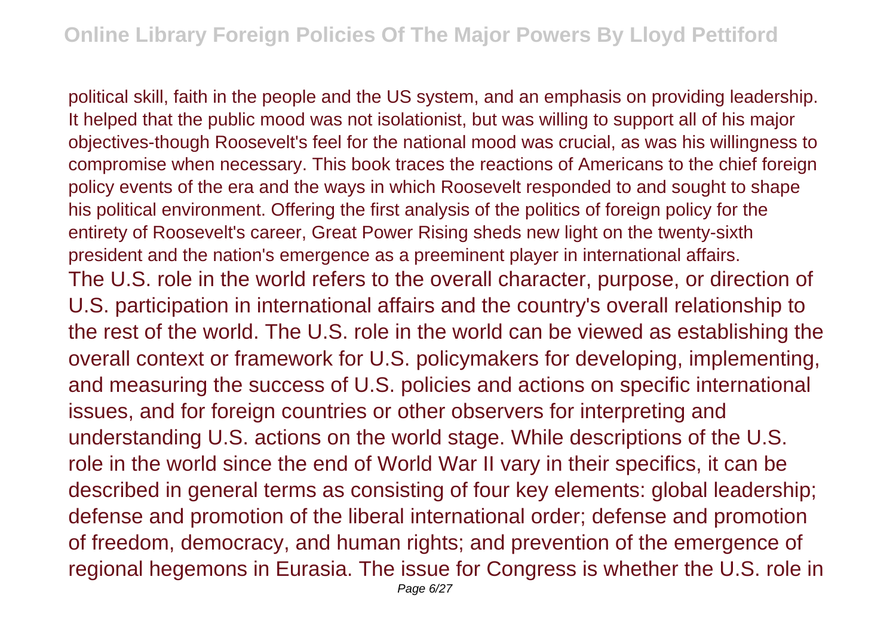political skill, faith in the people and the US system, and an emphasis on providing leadership. It helped that the public mood was not isolationist, but was willing to support all of his major objectives-though Roosevelt's feel for the national mood was crucial, as was his willingness to compromise when necessary. This book traces the reactions of Americans to the chief foreign policy events of the era and the ways in which Roosevelt responded to and sought to shape his political environment. Offering the first analysis of the politics of foreign policy for the entirety of Roosevelt's career, Great Power Rising sheds new light on the twenty-sixth president and the nation's emergence as a preeminent player in international affairs.

The U.S. role in the world refers to the overall character, purpose, or direction of U.S. participation in international affairs and the country's overall relationship to the rest of the world. The U.S. role in the world can be viewed as establishing the overall context or framework for U.S. policymakers for developing, implementing, and measuring the success of U.S. policies and actions on specific international issues, and for foreign countries or other observers for interpreting and understanding U.S. actions on the world stage. While descriptions of the U.S. role in the world since the end of World War II vary in their specifics, it can be described in general terms as consisting of four key elements: global leadership; defense and promotion of the liberal international order; defense and promotion of freedom, democracy, and human rights; and prevention of the emergence of regional hegemons in Eurasia. The issue for Congress is whether the U.S. role in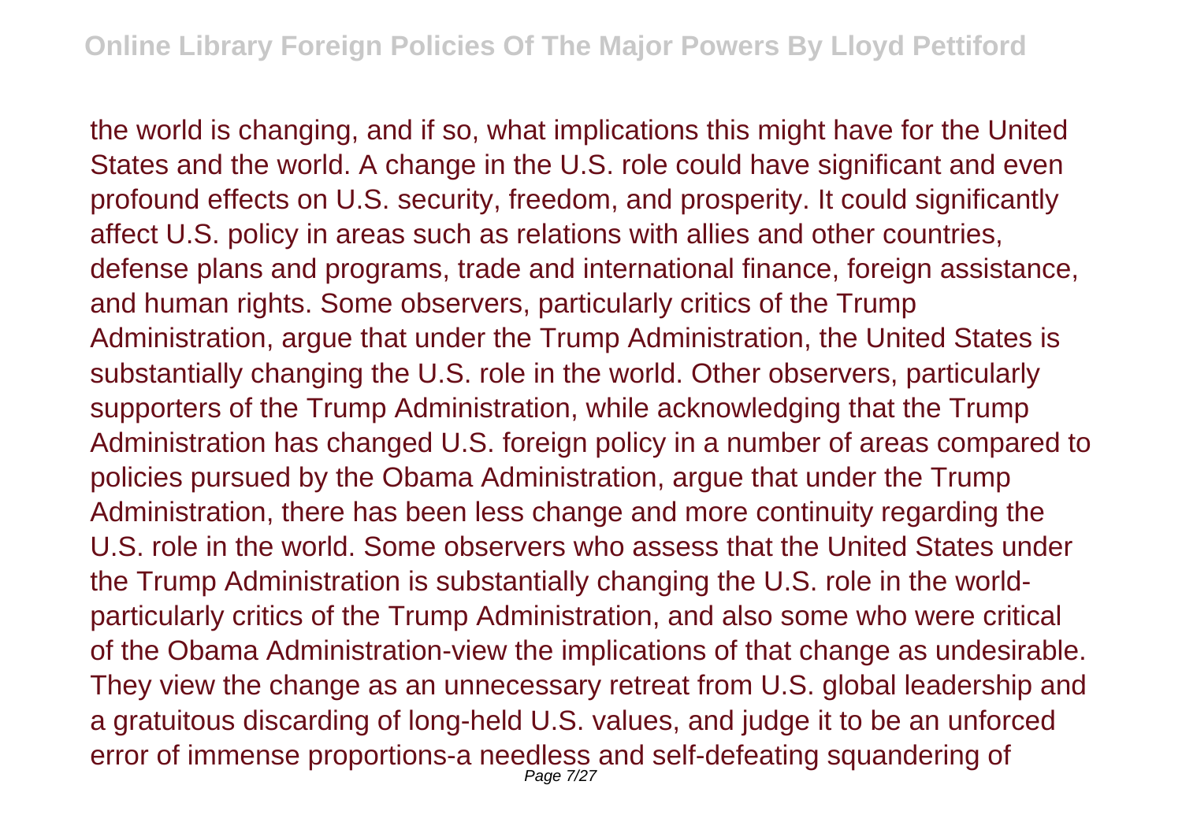the world is changing, and if so, what implications this might have for the United States and the world. A change in the U.S. role could have significant and even profound effects on U.S. security, freedom, and prosperity. It could significantly affect U.S. policy in areas such as relations with allies and other countries, defense plans and programs, trade and international finance, foreign assistance, and human rights. Some observers, particularly critics of the Trump Administration, argue that under the Trump Administration, the United States is substantially changing the U.S. role in the world. Other observers, particularly supporters of the Trump Administration, while acknowledging that the Trump Administration has changed U.S. foreign policy in a number of areas compared to policies pursued by the Obama Administration, argue that under the Trump Administration, there has been less change and more continuity regarding the U.S. role in the world. Some observers who assess that the United States under the Trump Administration is substantially changing the U.S. role in the world-particularly critics of the Trump Administration, and also some who were critical of the Obama Administration-view the implications of that change as undesirable. They view the change as an unnecessary retreat from U.S. global leadership and a gratuitous discarding of long-held U.S. values, and judge it to be an unforced error of immense proportions-a needless and self-defeating squandering of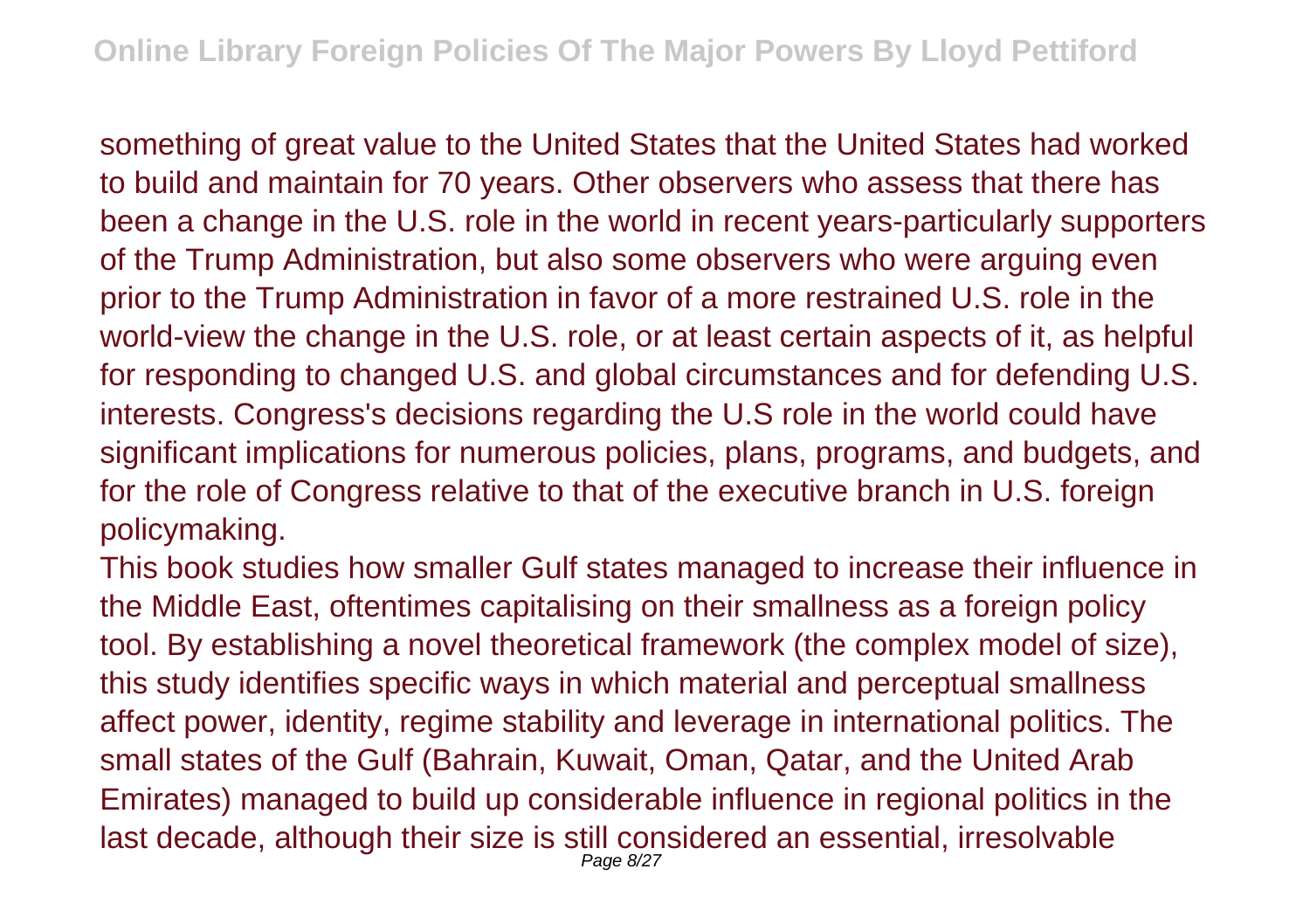something of great value to the United States that the United States had worked to build and maintain for 70 years. Other observers who assess that there has been a change in the U.S. role in the world in recent years-particularly supporters of the Trump Administration, but also some observers who were arguing even prior to the Trump Administration in favor of a more restrained U.S. role in the world-view the change in the U.S. role, or at least certain aspects of it, as helpful for responding to changed U.S. and global circumstances and for defending U.S. interests. Congress's decisions regarding the U.S role in the world could have significant implications for numerous policies, plans, programs, and budgets, and for the role of Congress relative to that of the executive branch in U.S. foreign policymaking.

This book studies how smaller Gulf states managed to increase their influence in the Middle East, oftentimes capitalising on their smallness as a foreign policy tool. By establishing a novel theoretical framework (the complex model of size), this study identifies specific ways in which material and perceptual smallness affect power, identity, regime stability and leverage in international politics. The small states of the Gulf (Bahrain, Kuwait, Oman, Qatar, and the United Arab Emirates) managed to build up considerable influence in regional politics in the last decade, although their size is still considered an essential, irresolvable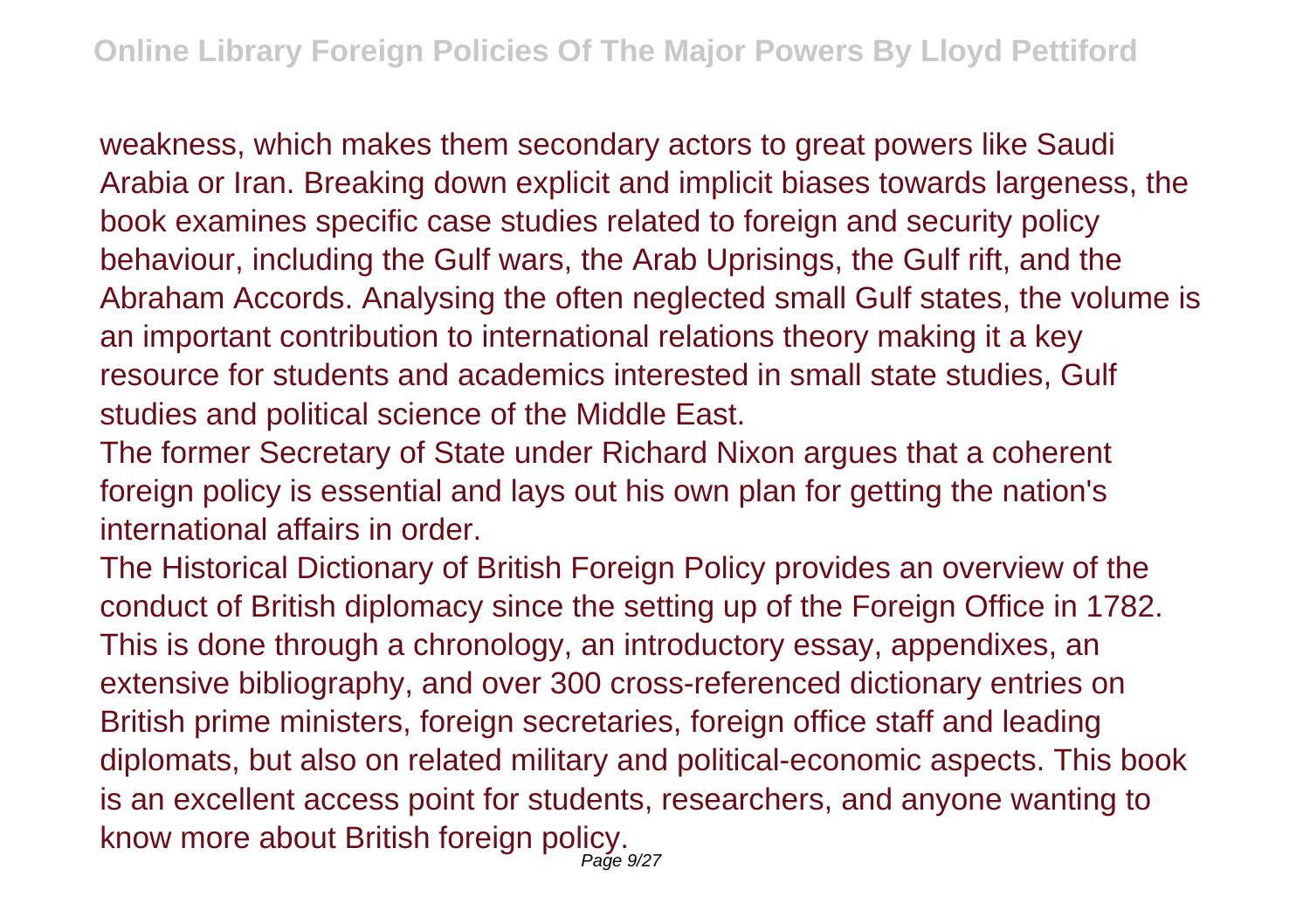weakness, which makes them secondary actors to great powers like Saudi Arabia or Iran. Breaking down explicit and implicit biases towards largeness, the book examines specific case studies related to foreign and security policy behaviour, including the Gulf wars, the Arab Uprisings, the Gulf rift, and the Abraham Accords. Analysing the often neglected small Gulf states, the volume is an important contribution to international relations theory making it a key resource for students and academics interested in small state studies, Gulf studies and political science of the Middle East.

The former Secretary of State under Richard Nixon argues that a coherent foreign policy is essential and lays out his own plan for getting the nation's international affairs in order.

The Historical Dictionary of British Foreign Policy provides an overview of the conduct of British diplomacy since the setting up of the Foreign Office in 1782. This is done through a chronology, an introductory essay, appendixes, an extensive bibliography, and over 300 cross-referenced dictionary entries on British prime ministers, foreign secretaries, foreign office staff and leading diplomats, but also on related military and political-economic aspects. This book is an excellent access point for students, researchers, and anyone wanting to know more about British foreign policy.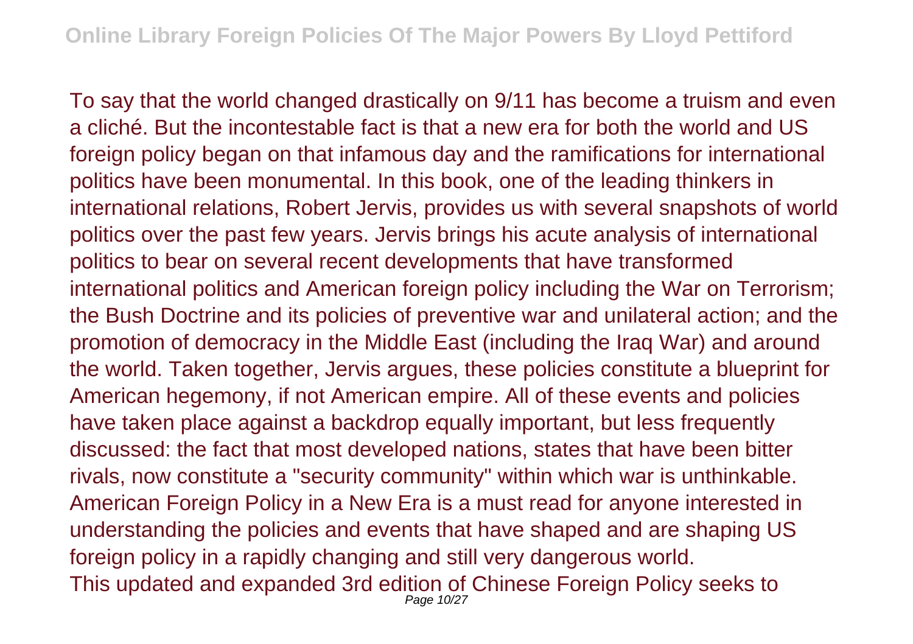To say that the world changed drastically on 9/11 has become a truism and even a cliché. But the incontestable fact is that a new era for both the world and US foreign policy began on that infamous day and the ramifications for international politics have been monumental. In this book, one of the leading thinkers in international relations, Robert Jervis, provides us with several snapshots of world politics over the past few years. Jervis brings his acute analysis of international politics to bear on several recent developments that have transformed international politics and American foreign policy including the War on Terrorism; the Bush Doctrine and its policies of preventive war and unilateral action; and the promotion of democracy in the Middle East (including the Iraq War) and around the world. Taken together, Jervis argues, these policies constitute a blueprint for American hegemony, if not American empire. All of these events and policies have taken place against a backdrop equally important, but less frequently discussed: the fact that most developed nations, states that have been bitter rivals, now constitute a "security community" within which war is unthinkable. American Foreign Policy in a New Era is a must read for anyone interested in understanding the policies and events that have shaped and are shaping US foreign policy in a rapidly changing and still very dangerous world.

This updated and expanded 3rd edition of Chinese Foreign Policy seeks to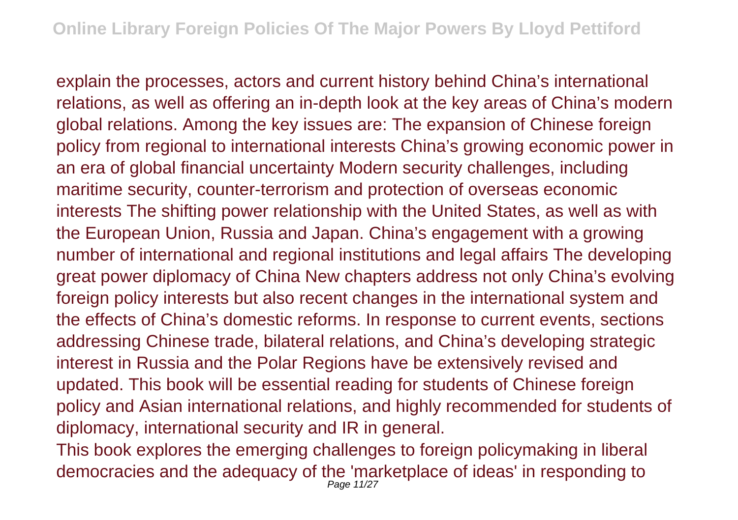explain the processes, actors and current history behind China's international relations, as well as offering an in-depth look at the key areas of China's modern global relations. Among the key issues are: The expansion of Chinese foreign policy from regional to international interests China's growing economic power in an era of global financial uncertainty Modern security challenges, including maritime security, counter-terrorism and protection of overseas economic interests The shifting power relationship with the United States, as well as with the European Union, Russia and Japan. China's engagement with a growing number of international and regional institutions and legal affairs The developing great power diplomacy of China New chapters address not only China's evolving foreign policy interests but also recent changes in the international system and the effects of China's domestic reforms. In response to current events, sections addressing Chinese trade, bilateral relations, and China's developing strategic interest in Russia and the Polar Regions have be extensively revised and updated. This book will be essential reading for students of Chinese foreign policy and Asian international relations, and highly recommended for students of diplomacy, international security and IR in general.

This book explores the emerging challenges to foreign policymaking in liberal democracies and the adequacy of the 'marketplace of ideas' in responding to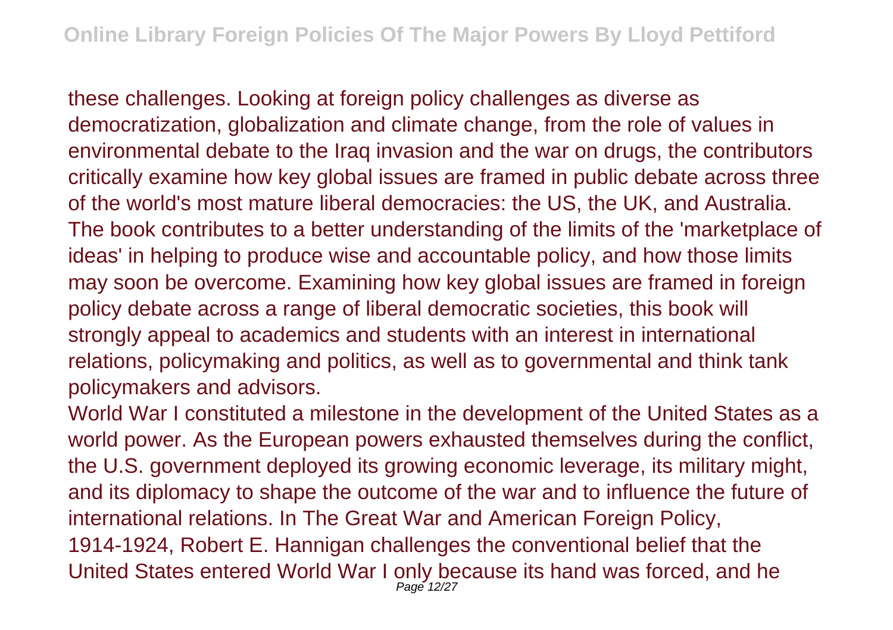these challenges. Looking at foreign policy challenges as diverse as democratization, globalization and climate change, from the role of values in environmental debate to the Iraq invasion and the war on drugs, the contributors critically examine how key global issues are framed in public debate across three of the world's most mature liberal democracies: the US, the UK, and Australia. The book contributes to a better understanding of the limits of the 'marketplace of ideas' in helping to produce wise and accountable policy, and how those limits may soon be overcome. Examining how key global issues are framed in foreign policy debate across a range of liberal democratic societies, this book will strongly appeal to academics and students with an interest in international relations, policymaking and politics, as well as to governmental and think tank policymakers and advisors.

World War I constituted a milestone in the development of the United States as a world power. As the European powers exhausted themselves during the conflict, the U.S. government deployed its growing economic leverage, its military might, and its diplomacy to shape the outcome of the war and to influence the future of international relations. In The Great War and American Foreign Policy, 1914-1924, Robert E. Hannigan challenges the conventional belief that the United States entered World War I only because its hand was forced, and he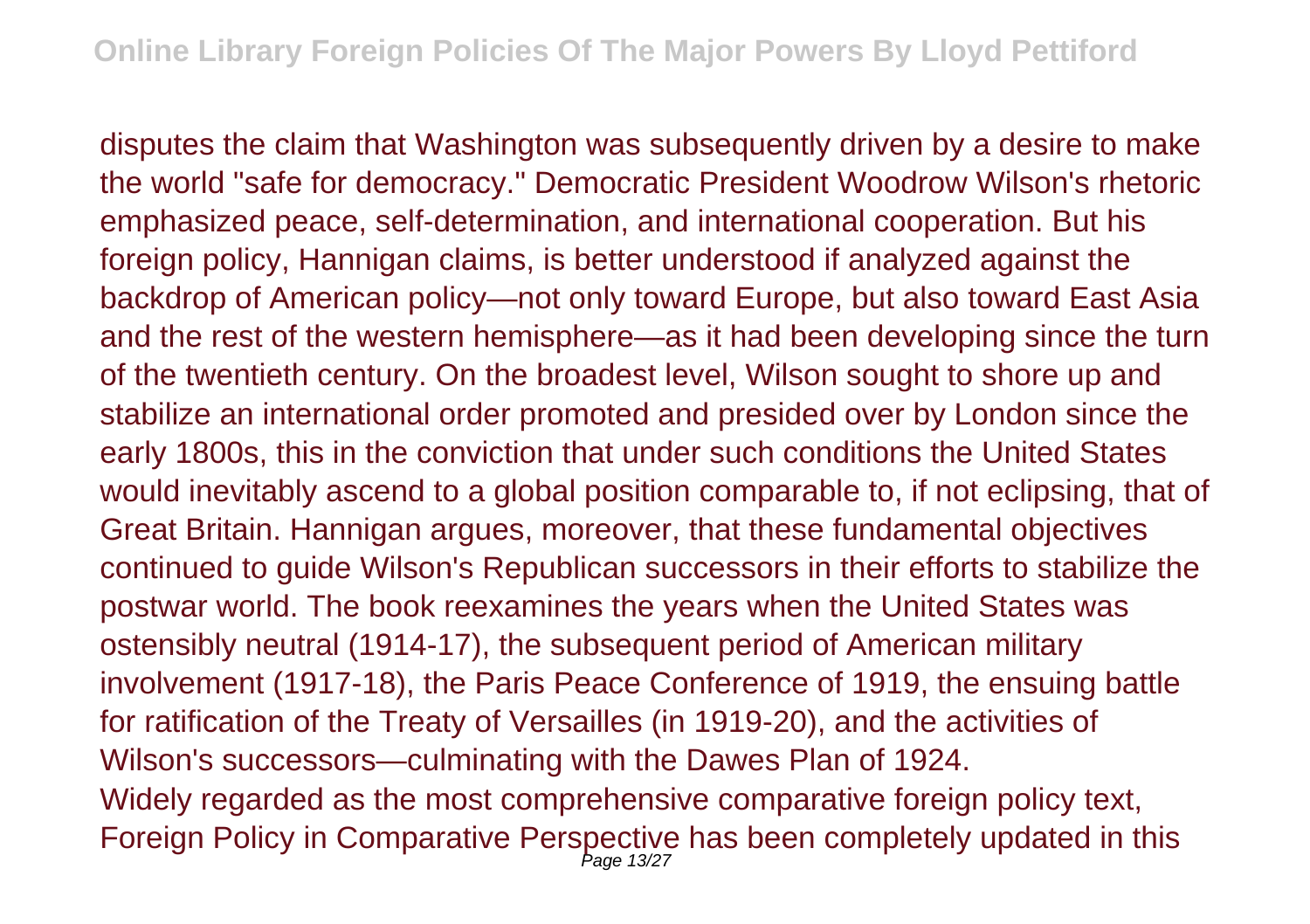disputes the claim that Washington was subsequently driven by a desire to make the world "safe for democracy." Democratic President Woodrow Wilson's rhetoric emphasized peace, self-determination, and international cooperation. But his foreign policy, Hannigan claims, is better understood if analyzed against the backdrop of American policy—not only toward Europe, but also toward East Asia and the rest of the western hemisphere—as it had been developing since the turn of the twentieth century. On the broadest level, Wilson sought to shore up and stabilize an international order promoted and presided over by London since the early 1800s, this in the conviction that under such conditions the United States would inevitably ascend to a global position comparable to, if not eclipsing, that of Great Britain. Hannigan argues, moreover, that these fundamental objectives continued to guide Wilson's Republican successors in their efforts to stabilize the postwar world. The book reexamines the years when the United States was ostensibly neutral (1914-17), the subsequent period of American military involvement (1917-18), the Paris Peace Conference of 1919, the ensuing battle for ratification of the Treaty of Versailles (in 1919-20), and the activities of Wilson's successors—culminating with the Dawes Plan of 1924.

Widely regarded as the most comprehensive comparative foreign policy text, Foreign Policy in Comparative Perspective has been completely updated in this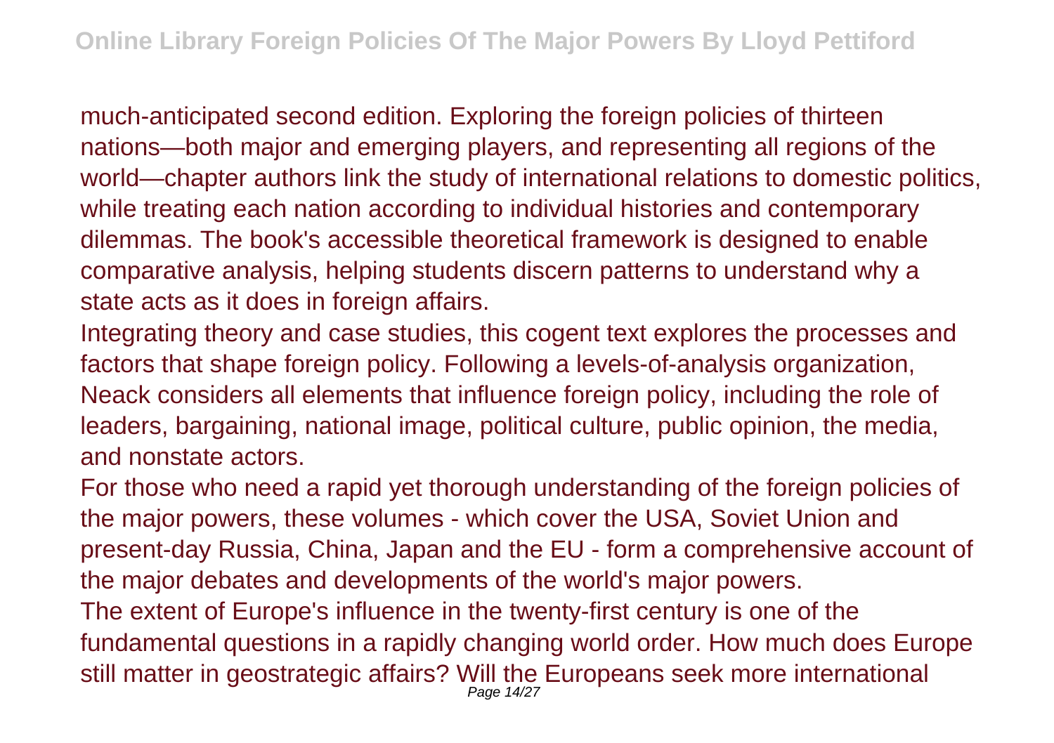much-anticipated second edition. Exploring the foreign policies of thirteen nations—both major and emerging players, and representing all regions of the world—chapter authors link the study of international relations to domestic politics, while treating each nation according to individual histories and contemporary dilemmas. The book's accessible theoretical framework is designed to enable comparative analysis, helping students discern patterns to understand why a state acts as it does in foreign affairs.

Integrating theory and case studies, this cogent text explores the processes and factors that shape foreign policy. Following a levels-of-analysis organization, Neack considers all elements that influence foreign policy, including the role of leaders, bargaining, national image, political culture, public opinion, the media, and nonstate actors.

For those who need a rapid yet thorough understanding of the foreign policies of the major powers, these volumes - which cover the USA, Soviet Union and present-day Russia, China, Japan and the EU - form a comprehensive account of the major debates and developments of the world's major powers.

The extent of Europe's influence in the twenty-first century is one of the fundamental questions in a rapidly changing world order. How much does Europe still matter in geostrategic affairs? Will the Europeans seek more international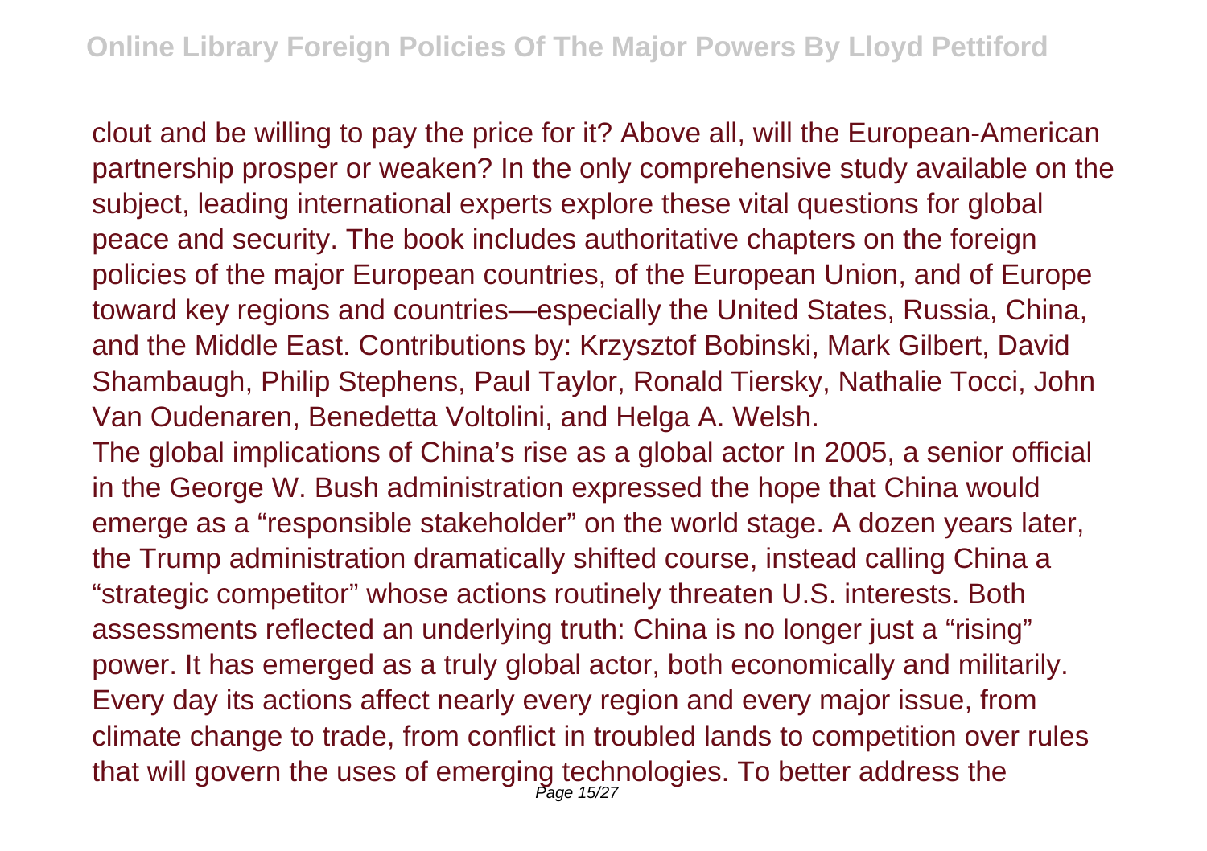clout and be willing to pay the price for it? Above all, will the European-American partnership prosper or weaken? In the only comprehensive study available on the subject, leading international experts explore these vital questions for global peace and security. The book includes authoritative chapters on the foreign policies of the major European countries, of the European Union, and of Europe toward key regions and countries—especially the United States, Russia, China, and the Middle East. Contributions by: Krzysztof Bobinski, Mark Gilbert, David Shambaugh, Philip Stephens, Paul Taylor, Ronald Tiersky, Nathalie Tocci, John Van Oudenaren, Benedetta Voltolini, and Helga A. Welsh.

The global implications of China's rise as a global actor In 2005, a senior official in the George W. Bush administration expressed the hope that China would emerge as a "responsible stakeholder" on the world stage. A dozen years later, the Trump administration dramatically shifted course, instead calling China a "strategic competitor" whose actions routinely threaten U.S. interests. Both assessments reflected an underlying truth: China is no longer just a "rising" power. It has emerged as a truly global actor, both economically and militarily. Every day its actions affect nearly every region and every major issue, from climate change to trade, from conflict in troubled lands to competition over rules that will govern the uses of emerging technologies. To better address the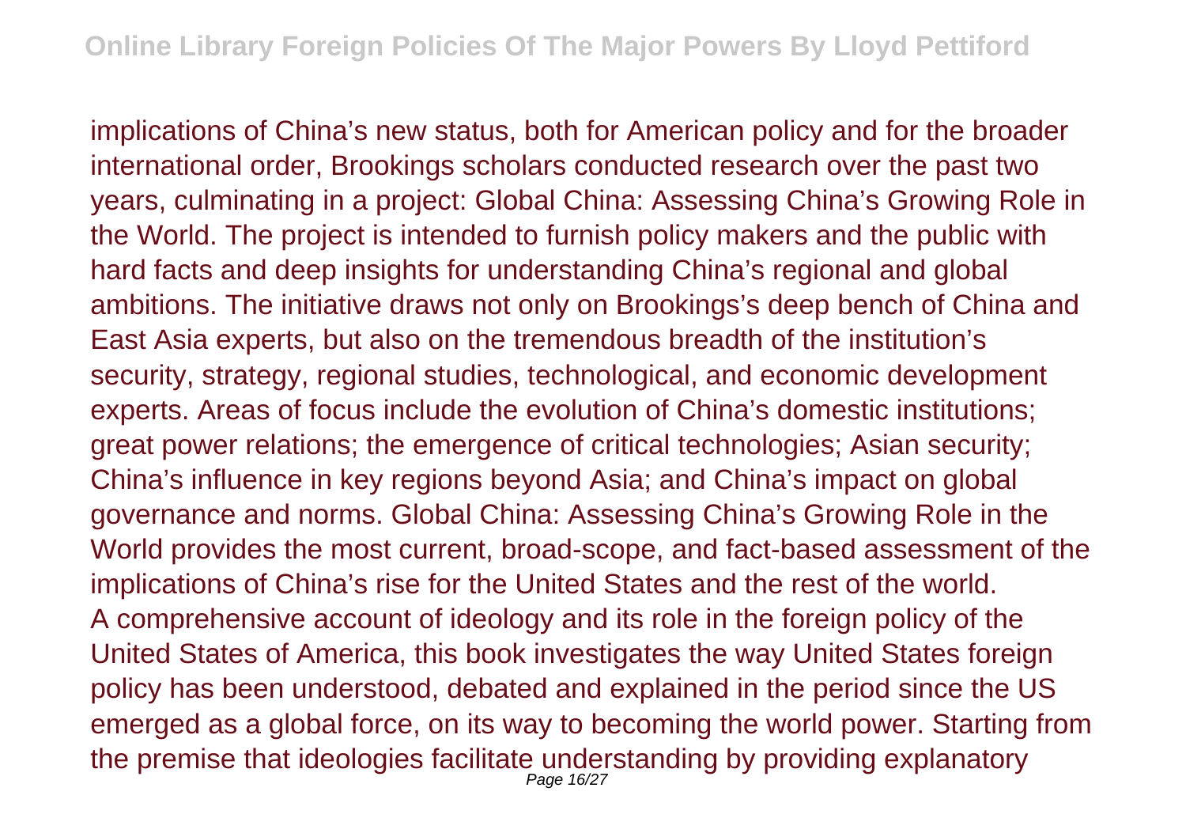implications of China's new status, both for American policy and for the broader international order, Brookings scholars conducted research over the past two years, culminating in a project: Global China: Assessing China's Growing Role in the World. The project is intended to furnish policy makers and the public with hard facts and deep insights for understanding China's regional and global ambitions. The initiative draws not only on Brookings's deep bench of China and East Asia experts, but also on the tremendous breadth of the institution's security, strategy, regional studies, technological, and economic development experts. Areas of focus include the evolution of China's domestic institutions; great power relations; the emergence of critical technologies; Asian security; China's influence in key regions beyond Asia; and China's impact on global governance and norms. Global China: Assessing China's Growing Role in the World provides the most current, broad-scope, and fact-based assessment of the implications of China's rise for the United States and the rest of the world.

A comprehensive account of ideology and its role in the foreign policy of the United States of America, this book investigates the way United States foreign policy has been understood, debated and explained in the period since the US emerged as a global force, on its way to becoming the world power. Starting from the premise that ideologies facilitate understanding by providing explanatory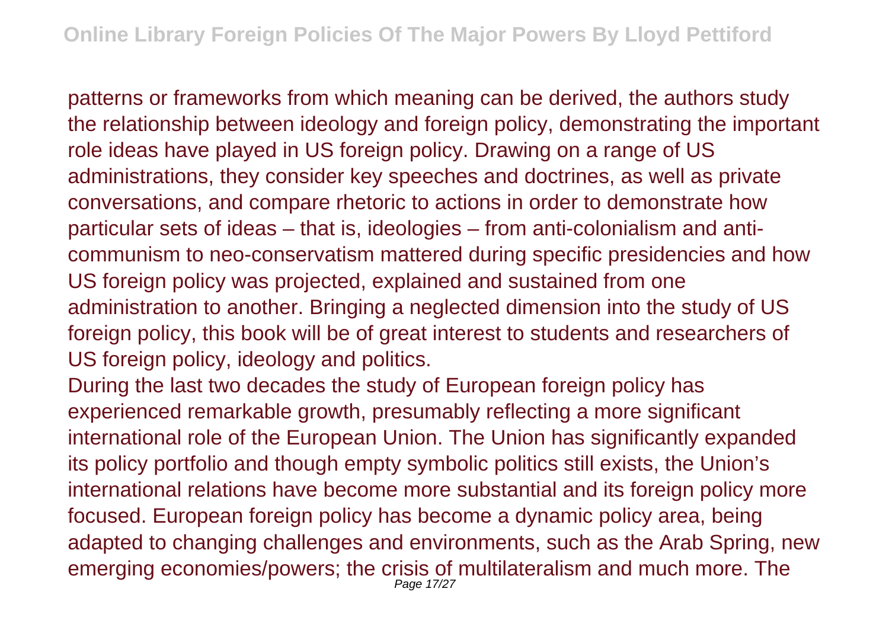patterns or frameworks from which meaning can be derived, the authors study the relationship between ideology and foreign policy, demonstrating the important role ideas have played in US foreign policy. Drawing on a range of US administrations, they consider key speeches and doctrines, as well as private conversations, and compare rhetoric to actions in order to demonstrate how particular sets of ideas – that is, ideologies – from anti-colonialism and anti-communism to neo-conservatism mattered during specific presidencies and how US foreign policy was projected, explained and sustained from one administration to another. Bringing a neglected dimension into the study of US foreign policy, this book will be of great interest to students and researchers of US foreign policy, ideology and politics.

During the last two decades the study of European foreign policy has experienced remarkable growth, presumably reflecting a more significant international role of the European Union. The Union has significantly expanded its policy portfolio and though empty symbolic politics still exists, the Union's international relations have become more substantial and its foreign policy more focused. European foreign policy has become a dynamic policy area, being adapted to changing challenges and environments, such as the Arab Spring, new emerging economies/powers; the crisis of multilateralism and much more. The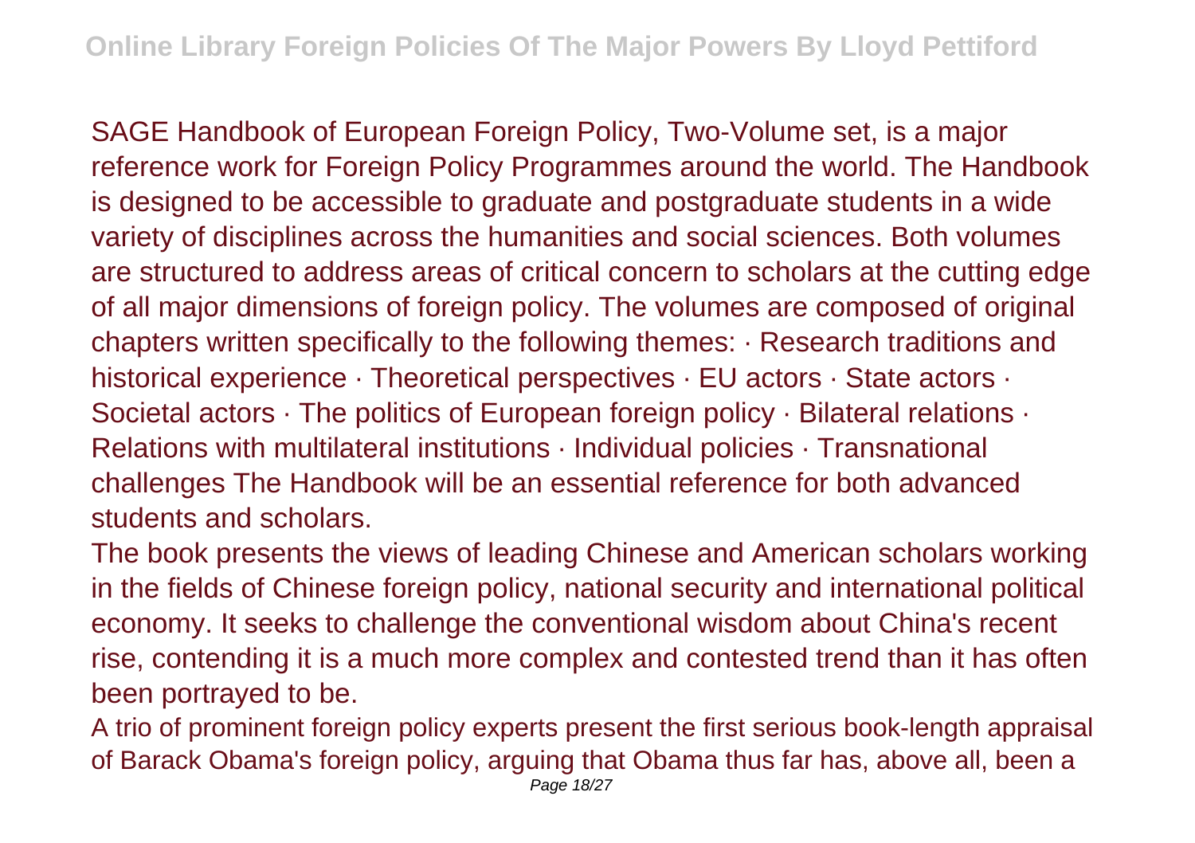SAGE Handbook of European Foreign Policy, Two-Volume set, is a major reference work for Foreign Policy Programmes around the world. The Handbook is designed to be accessible to graduate and postgraduate students in a wide variety of disciplines across the humanities and social sciences. Both volumes are structured to address areas of critical concern to scholars at the cutting edge of all major dimensions of foreign policy. The volumes are composed of original chapters written specifically to the following themes: · Research traditions and historical experience · Theoretical perspectives · EU actors · State actors · Societal actors · The politics of European foreign policy · Bilateral relations · Relations with multilateral institutions · Individual policies · Transnational challenges The Handbook will be an essential reference for both advanced students and scholars.

The book presents the views of leading Chinese and American scholars working in the fields of Chinese foreign policy, national security and international political economy. It seeks to challenge the conventional wisdom about China's recent rise, contending it is a much more complex and contested trend than it has often been portrayed to be.

A trio of prominent foreign policy experts present the first serious book-length appraisal of Barack Obama's foreign policy, arguing that Obama thus far has, above all, been a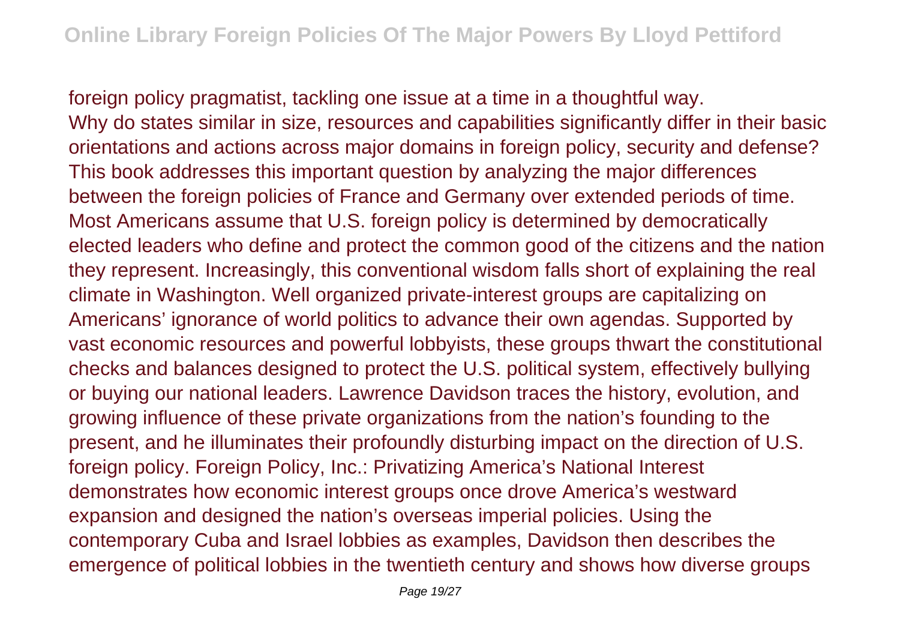foreign policy pragmatist, tackling one issue at a time in a thoughtful way.
Why do states similar in size, resources and capabilities significantly differ in their basic orientations and actions across major domains in foreign policy, security and defense? This book addresses this important question by analyzing the major differences between the foreign policies of France and Germany over extended periods of time.
Most Americans assume that U.S. foreign policy is determined by democratically elected leaders who define and protect the common good of the citizens and the nation they represent. Increasingly, this conventional wisdom falls short of explaining the real climate in Washington. Well organized private-interest groups are capitalizing on Americans' ignorance of world politics to advance their own agendas. Supported by vast economic resources and powerful lobbyists, these groups thwart the constitutional checks and balances designed to protect the U.S. political system, effectively bullying or buying our national leaders. Lawrence Davidson traces the history, evolution, and growing influence of these private organizations from the nation's founding to the present, and he illuminates their profoundly disturbing impact on the direction of U.S. foreign policy. Foreign Policy, Inc.: Privatizing America's National Interest demonstrates how economic interest groups once drove America's westward expansion and designed the nation's overseas imperial policies. Using the contemporary Cuba and Israel lobbies as examples, Davidson then describes the emergence of political lobbies in the twentieth century and shows how diverse groups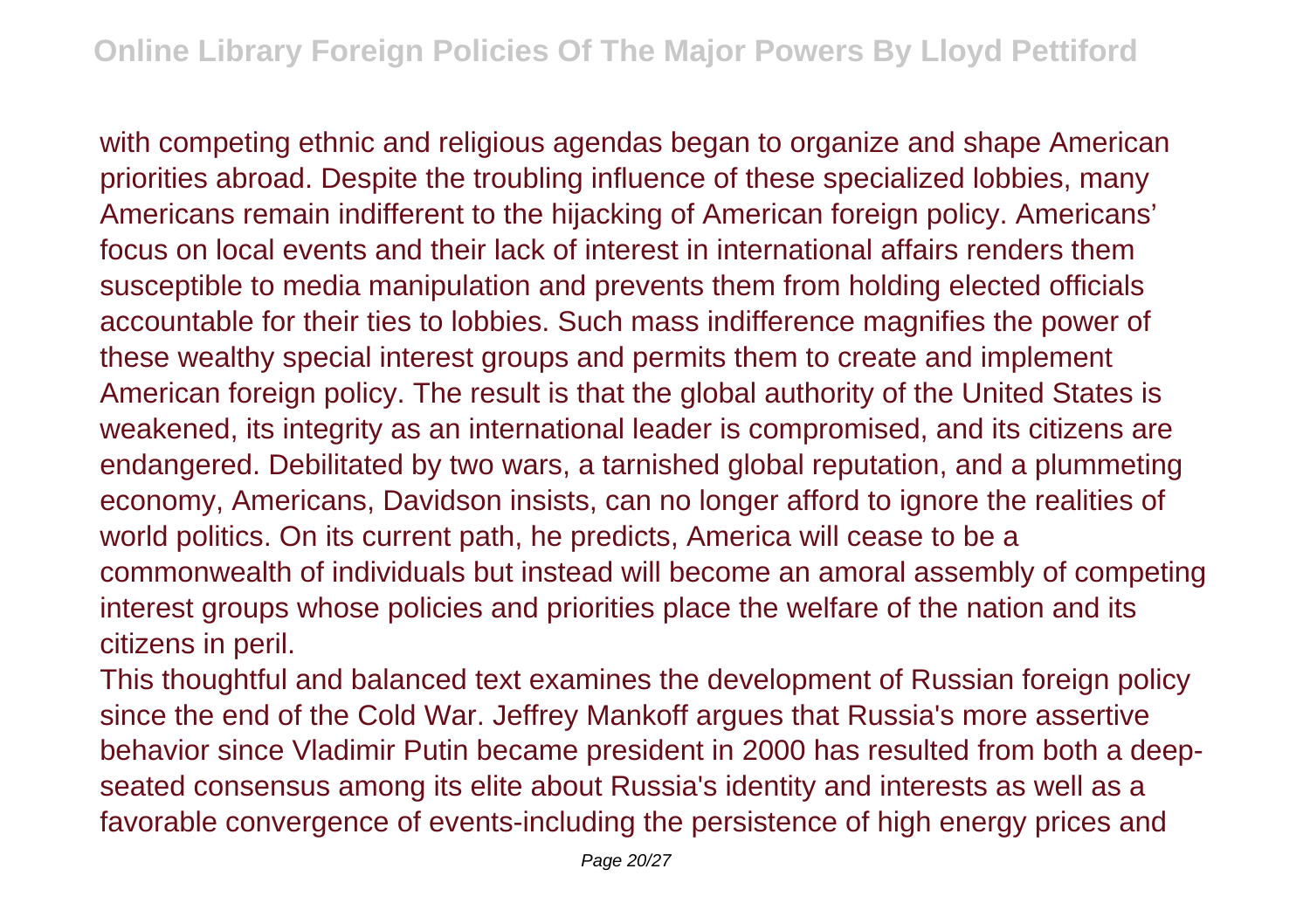with competing ethnic and religious agendas began to organize and shape American priorities abroad. Despite the troubling influence of these specialized lobbies, many Americans remain indifferent to the hijacking of American foreign policy. Americans' focus on local events and their lack of interest in international affairs renders them susceptible to media manipulation and prevents them from holding elected officials accountable for their ties to lobbies. Such mass indifference magnifies the power of these wealthy special interest groups and permits them to create and implement American foreign policy. The result is that the global authority of the United States is weakened, its integrity as an international leader is compromised, and its citizens are endangered. Debilitated by two wars, a tarnished global reputation, and a plummeting economy, Americans, Davidson insists, can no longer afford to ignore the realities of world politics. On its current path, he predicts, America will cease to be a commonwealth of individuals but instead will become an amoral assembly of competing interest groups whose policies and priorities place the welfare of the nation and its citizens in peril.

This thoughtful and balanced text examines the development of Russian foreign policy since the end of the Cold War. Jeffrey Mankoff argues that Russia's more assertive behavior since Vladimir Putin became president in 2000 has resulted from both a deep-seated consensus among its elite about Russia's identity and interests as well as a favorable convergence of events-including the persistence of high energy prices and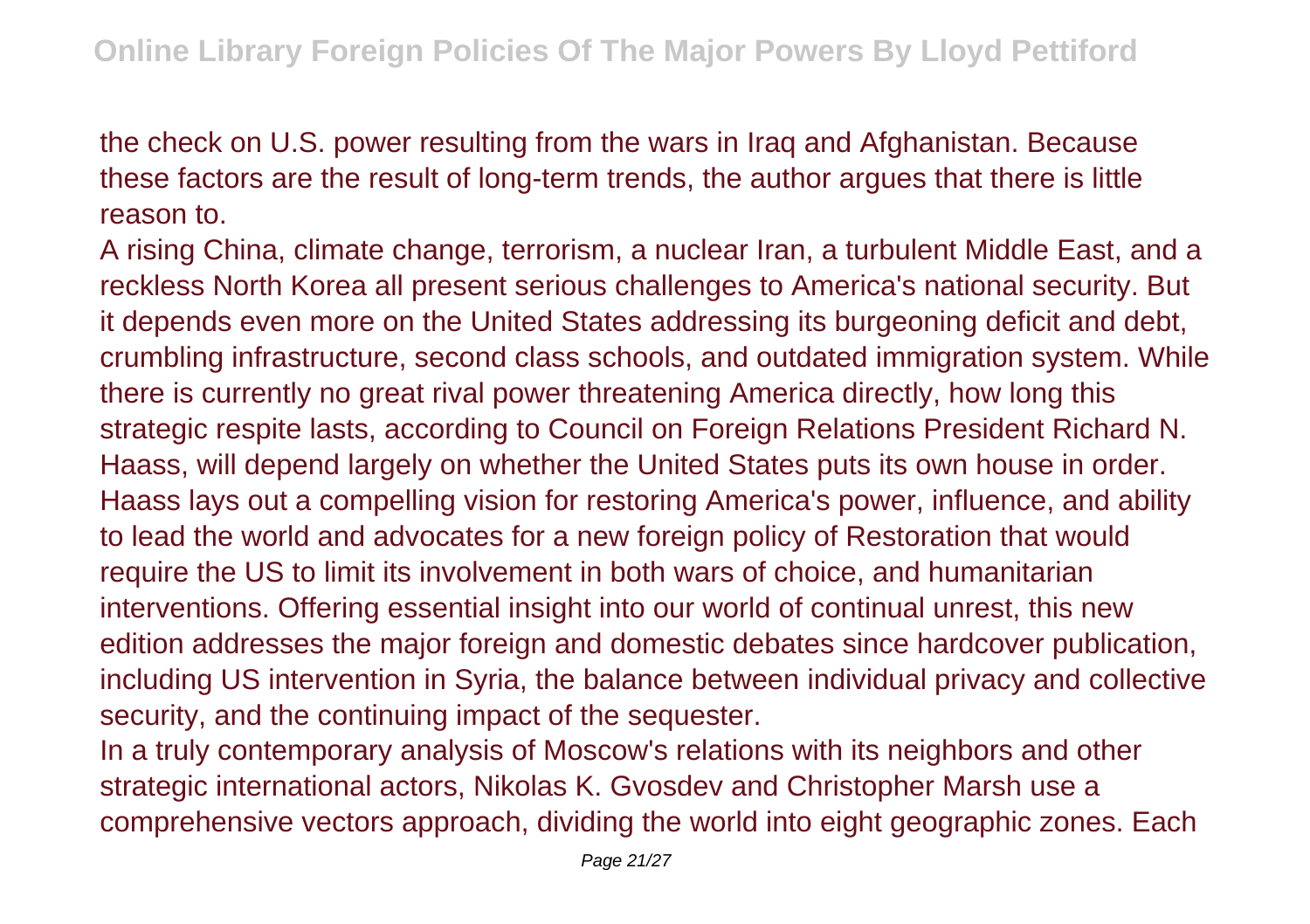the check on U.S. power resulting from the wars in Iraq and Afghanistan. Because these factors are the result of long-term trends, the author argues that there is little reason to.

A rising China, climate change, terrorism, a nuclear Iran, a turbulent Middle East, and a reckless North Korea all present serious challenges to America's national security. But it depends even more on the United States addressing its burgeoning deficit and debt, crumbling infrastructure, second class schools, and outdated immigration system. While there is currently no great rival power threatening America directly, how long this strategic respite lasts, according to Council on Foreign Relations President Richard N. Haass, will depend largely on whether the United States puts its own house in order. Haass lays out a compelling vision for restoring America's power, influence, and ability to lead the world and advocates for a new foreign policy of Restoration that would require the US to limit its involvement in both wars of choice, and humanitarian interventions. Offering essential insight into our world of continual unrest, this new edition addresses the major foreign and domestic debates since hardcover publication, including US intervention in Syria, the balance between individual privacy and collective security, and the continuing impact of the sequester.

In a truly contemporary analysis of Moscow's relations with its neighbors and other strategic international actors, Nikolas K. Gvosdev and Christopher Marsh use a comprehensive vectors approach, dividing the world into eight geographic zones. Each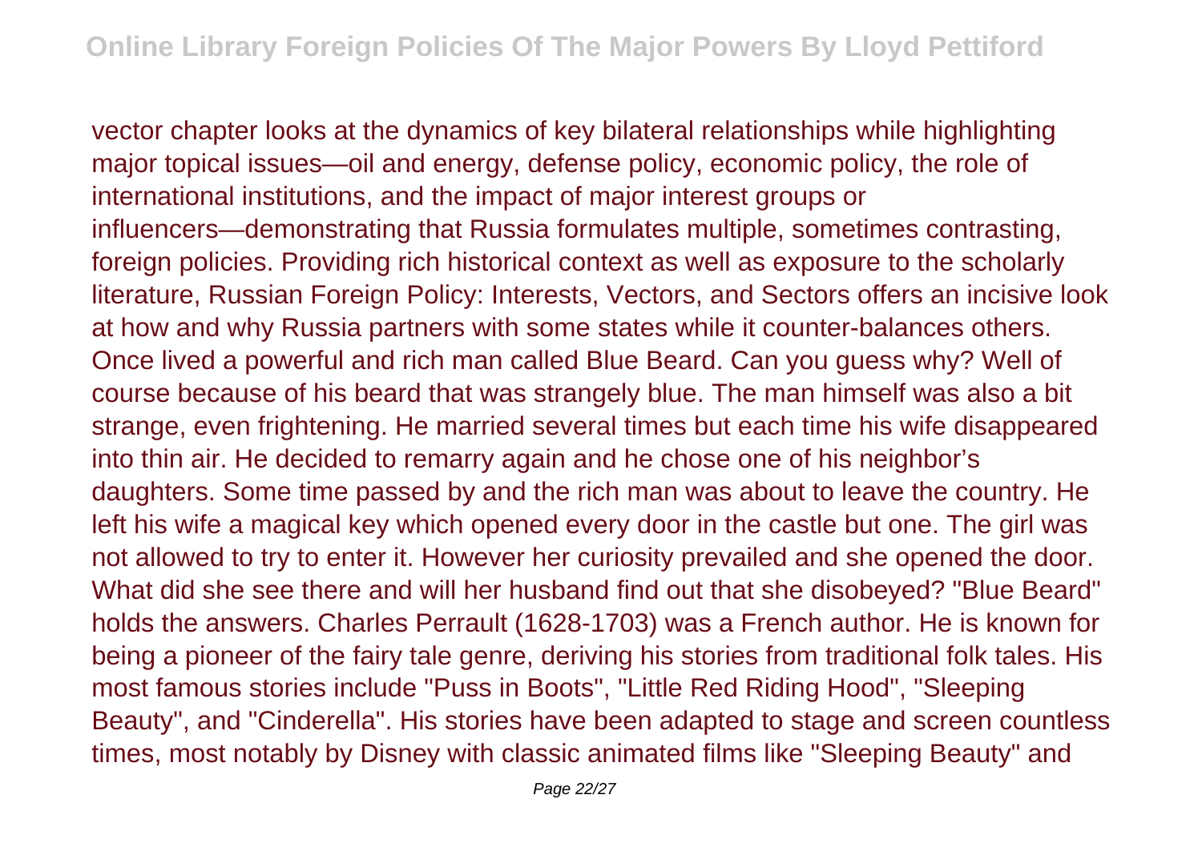vector chapter looks at the dynamics of key bilateral relationships while highlighting major topical issues—oil and energy, defense policy, economic policy, the role of international institutions, and the impact of major interest groups or influencers—demonstrating that Russia formulates multiple, sometimes contrasting, foreign policies. Providing rich historical context as well as exposure to the scholarly literature, Russian Foreign Policy: Interests, Vectors, and Sectors offers an incisive look at how and why Russia partners with some states while it counter-balances others. Once lived a powerful and rich man called Blue Beard. Can you guess why? Well of course because of his beard that was strangely blue. The man himself was also a bit strange, even frightening. He married several times but each time his wife disappeared into thin air. He decided to remarry again and he chose one of his neighbor's daughters. Some time passed by and the rich man was about to leave the country. He left his wife a magical key which opened every door in the castle but one. The girl was not allowed to try to enter it. However her curiosity prevailed and she opened the door. What did she see there and will her husband find out that she disobeyed? "Blue Beard" holds the answers. Charles Perrault (1628-1703) was a French author. He is known for being a pioneer of the fairy tale genre, deriving his stories from traditional folk tales. His most famous stories include "Puss in Boots", "Little Red Riding Hood", "Sleeping Beauty", and "Cinderella". His stories have been adapted to stage and screen countless times, most notably by Disney with classic animated films like "Sleeping Beauty" and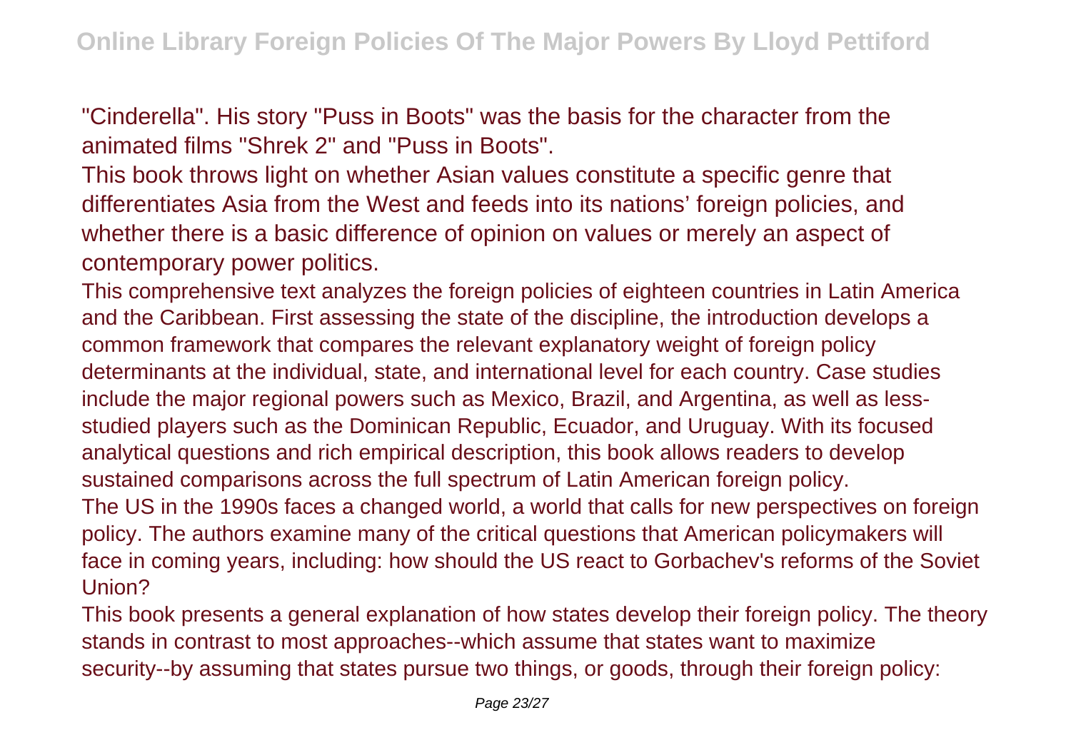"Cinderella". His story "Puss in Boots" was the basis for the character from the animated films "Shrek 2" and "Puss in Boots".

This book throws light on whether Asian values constitute a specific genre that differentiates Asia from the West and feeds into its nations' foreign policies, and whether there is a basic difference of opinion on values or merely an aspect of contemporary power politics.

This comprehensive text analyzes the foreign policies of eighteen countries in Latin America and the Caribbean. First assessing the state of the discipline, the introduction develops a common framework that compares the relevant explanatory weight of foreign policy determinants at the individual, state, and international level for each country. Case studies include the major regional powers such as Mexico, Brazil, and Argentina, as well as less-studied players such as the Dominican Republic, Ecuador, and Uruguay. With its focused analytical questions and rich empirical description, this book allows readers to develop sustained comparisons across the full spectrum of Latin American foreign policy.

The US in the 1990s faces a changed world, a world that calls for new perspectives on foreign policy. The authors examine many of the critical questions that American policymakers will face in coming years, including: how should the US react to Gorbachev's reforms of the Soviet Union?

This book presents a general explanation of how states develop their foreign policy. The theory stands in contrast to most approaches--which assume that states want to maximize security--by assuming that states pursue two things, or goods, through their foreign policy: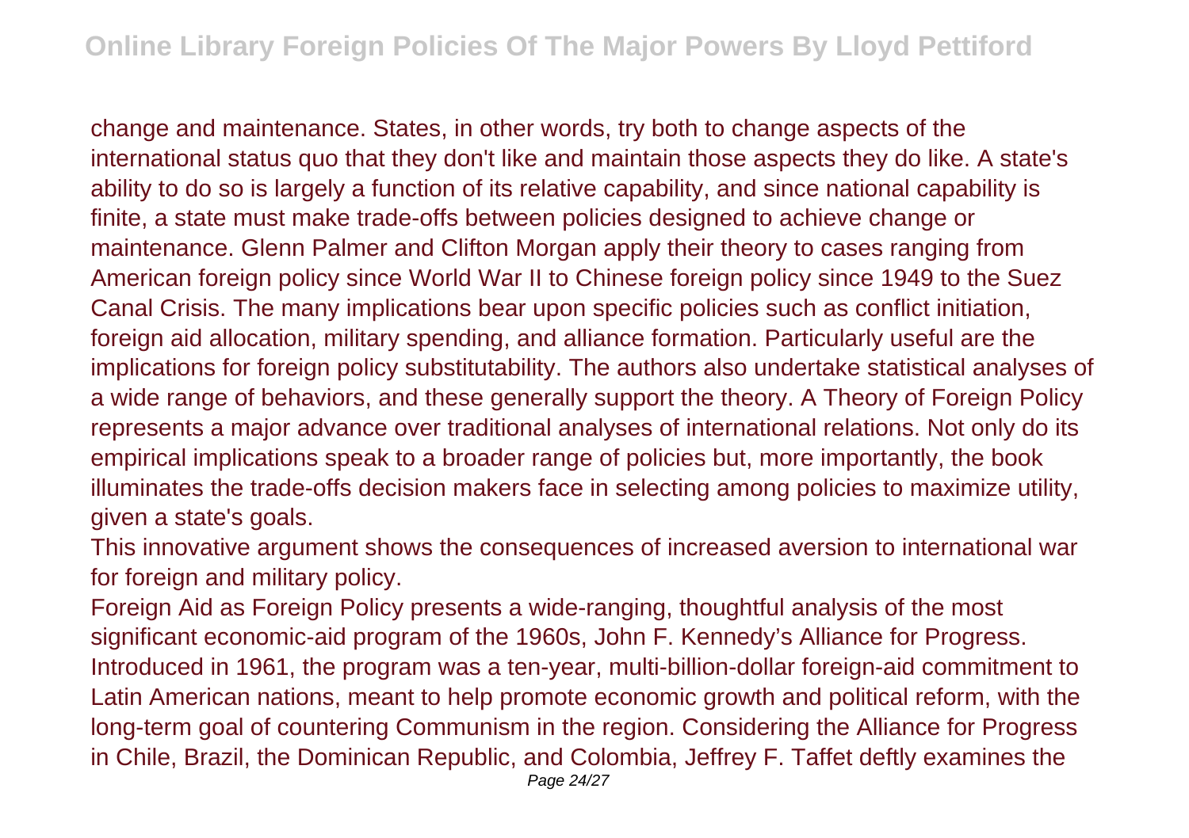change and maintenance. States, in other words, try both to change aspects of the international status quo that they don't like and maintain those aspects they do like. A state's ability to do so is largely a function of its relative capability, and since national capability is finite, a state must make trade-offs between policies designed to achieve change or maintenance. Glenn Palmer and Clifton Morgan apply their theory to cases ranging from American foreign policy since World War II to Chinese foreign policy since 1949 to the Suez Canal Crisis. The many implications bear upon specific policies such as conflict initiation, foreign aid allocation, military spending, and alliance formation. Particularly useful are the implications for foreign policy substitutability. The authors also undertake statistical analyses of a wide range of behaviors, and these generally support the theory. A Theory of Foreign Policy represents a major advance over traditional analyses of international relations. Not only do its empirical implications speak to a broader range of policies but, more importantly, the book illuminates the trade-offs decision makers face in selecting among policies to maximize utility, given a state's goals.

This innovative argument shows the consequences of increased aversion to international war for foreign and military policy.

Foreign Aid as Foreign Policy presents a wide-ranging, thoughtful analysis of the most significant economic-aid program of the 1960s, John F. Kennedy's Alliance for Progress. Introduced in 1961, the program was a ten-year, multi-billion-dollar foreign-aid commitment to Latin American nations, meant to help promote economic growth and political reform, with the long-term goal of countering Communism in the region. Considering the Alliance for Progress in Chile, Brazil, the Dominican Republic, and Colombia, Jeffrey F. Taffet deftly examines the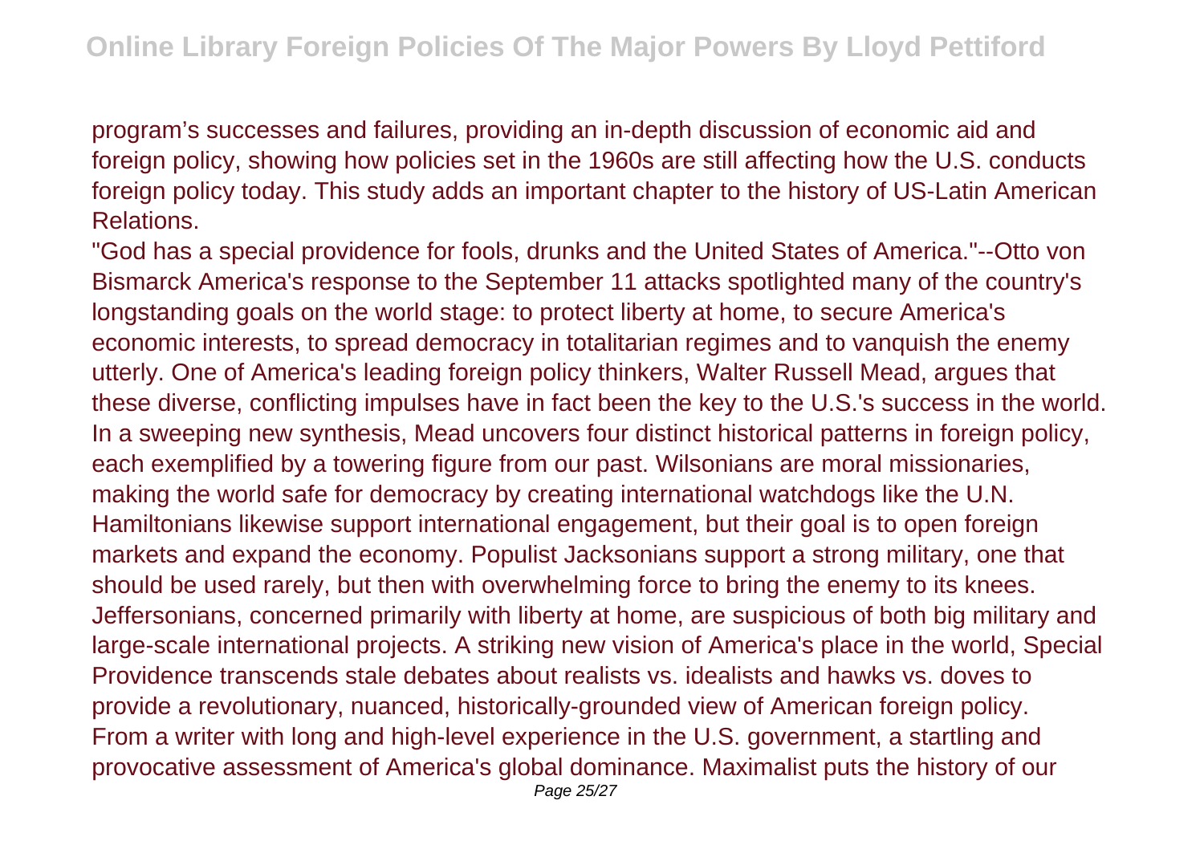program's successes and failures, providing an in-depth discussion of economic aid and foreign policy, showing how policies set in the 1960s are still affecting how the U.S. conducts foreign policy today. This study adds an important chapter to the history of US-Latin American Relations.

"God has a special providence for fools, drunks and the United States of America."--Otto von Bismarck America's response to the September 11 attacks spotlighted many of the country's longstanding goals on the world stage: to protect liberty at home, to secure America's economic interests, to spread democracy in totalitarian regimes and to vanquish the enemy utterly. One of America's leading foreign policy thinkers, Walter Russell Mead, argues that these diverse, conflicting impulses have in fact been the key to the U.S.'s success in the world. In a sweeping new synthesis, Mead uncovers four distinct historical patterns in foreign policy, each exemplified by a towering figure from our past. Wilsonians are moral missionaries, making the world safe for democracy by creating international watchdogs like the U.N. Hamiltonians likewise support international engagement, but their goal is to open foreign markets and expand the economy. Populist Jacksonians support a strong military, one that should be used rarely, but then with overwhelming force to bring the enemy to its knees. Jeffersonians, concerned primarily with liberty at home, are suspicious of both big military and large-scale international projects. A striking new vision of America's place in the world, Special Providence transcends stale debates about realists vs. idealists and hawks vs. doves to provide a revolutionary, nuanced, historically-grounded view of American foreign policy.

From a writer with long and high-level experience in the U.S. government, a startling and provocative assessment of America's global dominance. Maximalist puts the history of our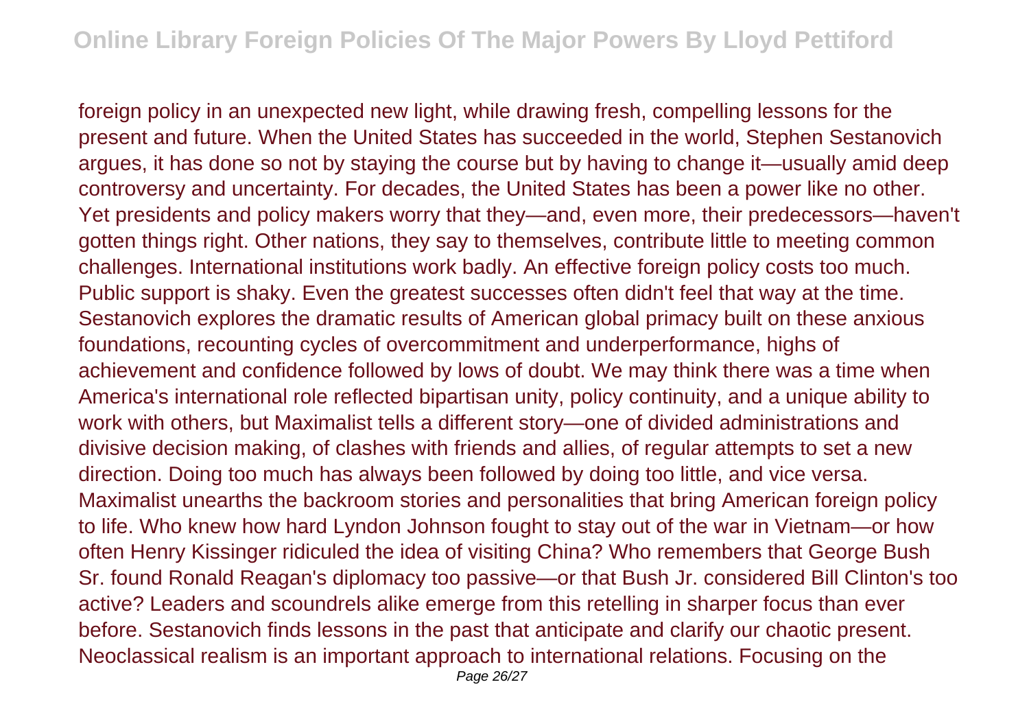foreign policy in an unexpected new light, while drawing fresh, compelling lessons for the present and future. When the United States has succeeded in the world, Stephen Sestanovich argues, it has done so not by staying the course but by having to change it—usually amid deep controversy and uncertainty. For decades, the United States has been a power like no other. Yet presidents and policy makers worry that they—and, even more, their predecessors—haven't gotten things right. Other nations, they say to themselves, contribute little to meeting common challenges. International institutions work badly. An effective foreign policy costs too much. Public support is shaky. Even the greatest successes often didn't feel that way at the time. Sestanovich explores the dramatic results of American global primacy built on these anxious foundations, recounting cycles of overcommitment and underperformance, highs of achievement and confidence followed by lows of doubt. We may think there was a time when America's international role reflected bipartisan unity, policy continuity, and a unique ability to work with others, but Maximalist tells a different story—one of divided administrations and divisive decision making, of clashes with friends and allies, of regular attempts to set a new direction. Doing too much has always been followed by doing too little, and vice versa. Maximalist unearths the backroom stories and personalities that bring American foreign policy to life. Who knew how hard Lyndon Johnson fought to stay out of the war in Vietnam—or how often Henry Kissinger ridiculed the idea of visiting China? Who remembers that George Bush Sr. found Ronald Reagan's diplomacy too passive—or that Bush Jr. considered Bill Clinton's too active? Leaders and scoundrels alike emerge from this retelling in sharper focus than ever before. Sestanovich finds lessons in the past that anticipate and clarify our chaotic present. Neoclassical realism is an important approach to international relations. Focusing on the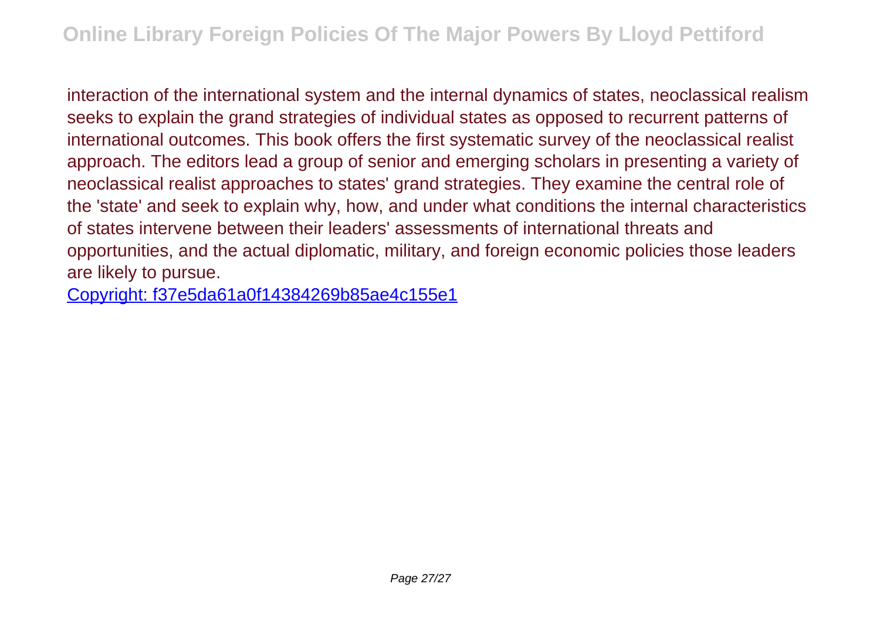interaction of the international system and the internal dynamics of states, neoclassical realism seeks to explain the grand strategies of individual states as opposed to recurrent patterns of international outcomes. This book offers the first systematic survey of the neoclassical realist approach. The editors lead a group of senior and emerging scholars in presenting a variety of neoclassical realist approaches to states' grand strategies. They examine the central role of the 'state' and seek to explain why, how, and under what conditions the internal characteristics of states intervene between their leaders' assessments of international threats and opportunities, and the actual diplomatic, military, and foreign economic policies those leaders are likely to pursue.

Copyright: f37e5da61a0f14384269b85ae4c155e1